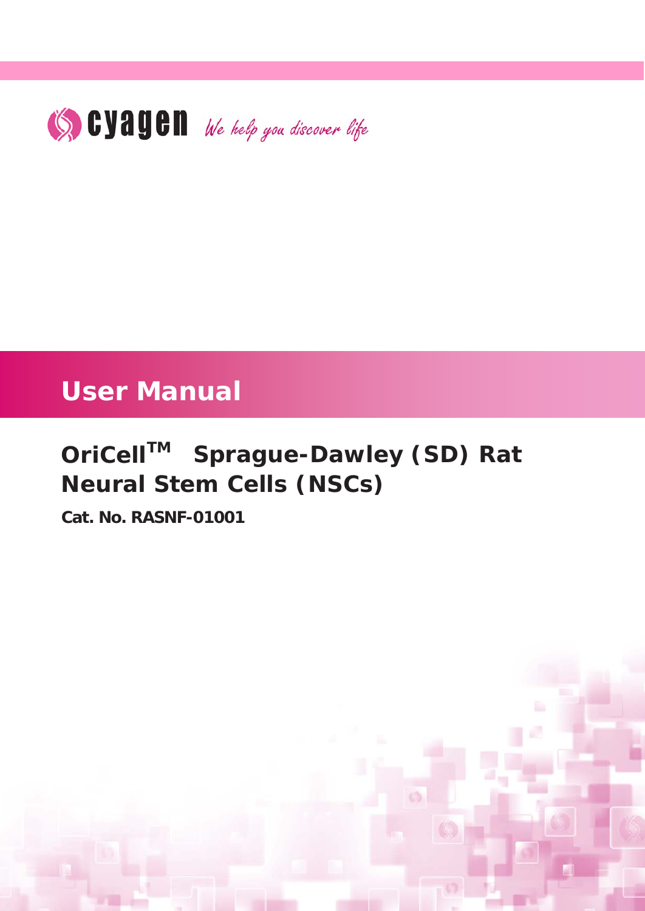cyagen *We help you discover life*

# User Manual

## OriCell™ Sprague-Dawley (SD) Rat Neural Stem Cells (NSCs)

**Cat. No. RASNF-01001**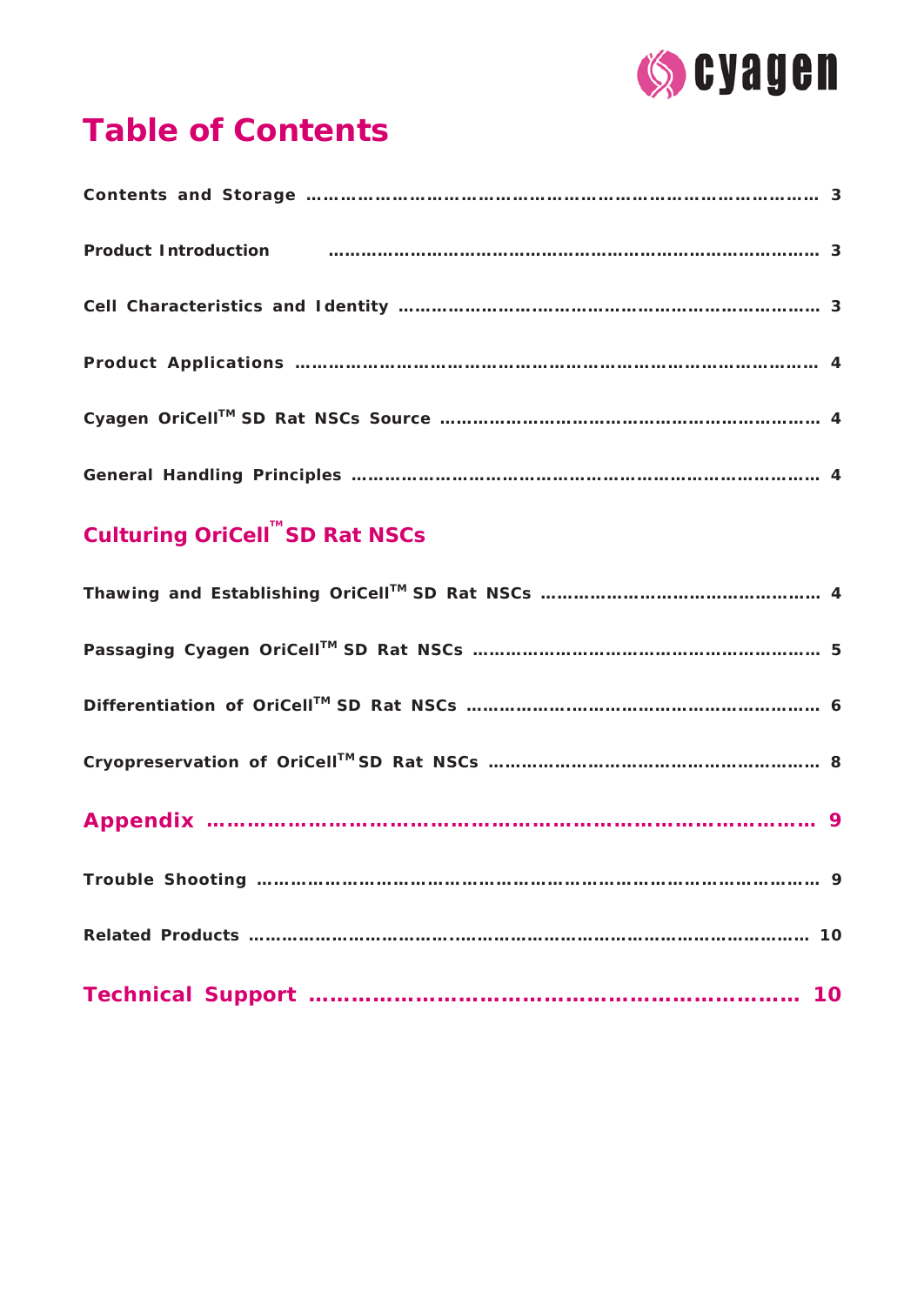# Table of Contents

**Contents and Storage** …………………………………………………………………………… 3

**Product Introduction** …………………………………………………………………………… 3

**Cell Characteristics and Identity** ………………………………………………………………… 3

**Product Applications** …………………………………………………………………………… 4

**Cyagen OriCell™ SD Rat NSCs Source** ………………………………………………………… 4

**General Handling Principles** ……………………………………………………………………… 4

## Culturing OriCell™ SD Rat NSCs

**Thawing and Establishing OriCell™ SD Rat NSCs** …………………………………………… 4

**Passaging Cyagen OriCell™ SD Rat NSCs** ……………………………………………………… 5

**Differentiation of OriCell™ SD Rat NSCs** ……………………………………………………… 6

**Cryopreservation of OriCell™ SD Rat NSCs** …………………………………………………… 8

## Appendix …………………………………………………………………………… 9

**Trouble Shooting** ………………………………………………………………………………… 9

**Related Products** ………………………………………………………………………………… 10

## Technical Support ……………………………………………………………… 10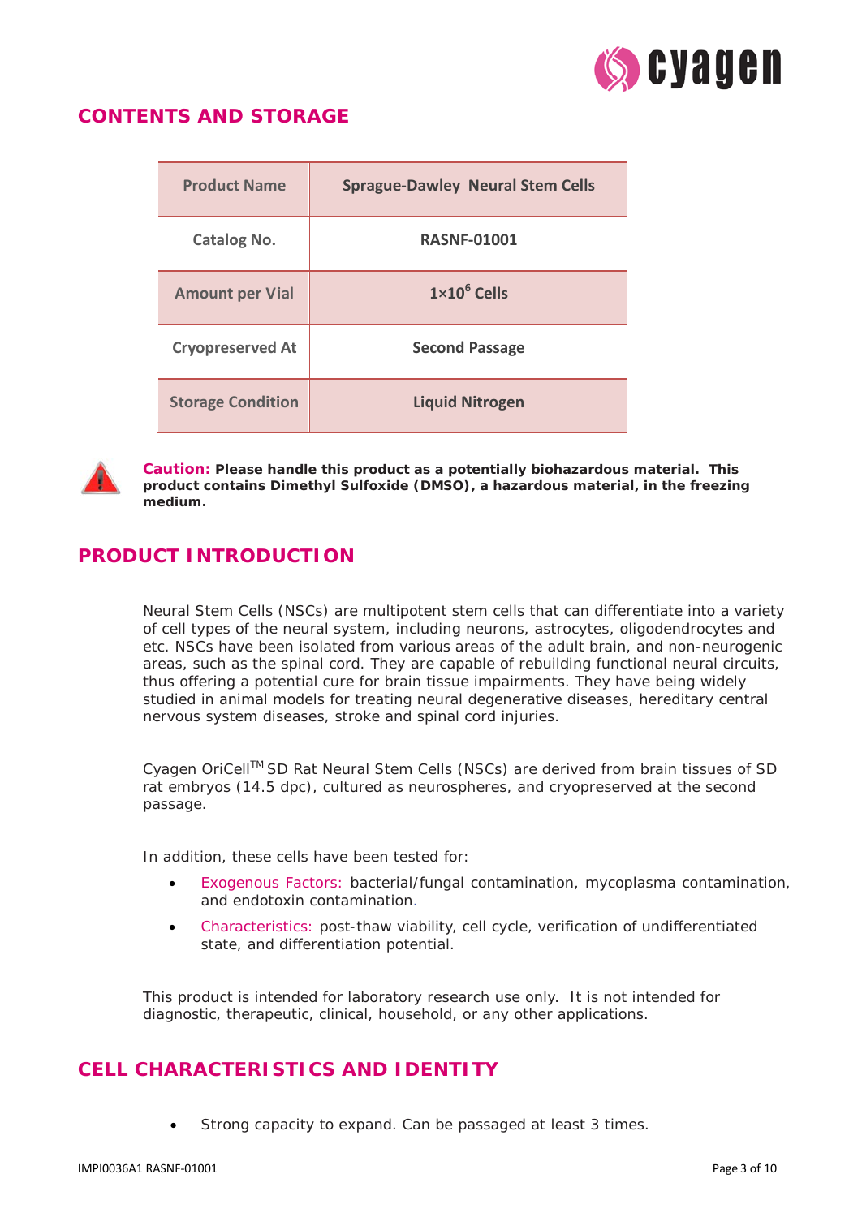## CONTENTS AND STORAGE

| Product Name | Sprague-Dawley Neural Stem Cells |
|---|---|
| Catalog No. | RASNF-01001 |
| Amount per Vial | $1×10^6$ Cells |
| Cryopreserved At | Second Passage |
| Storage Condition | Liquid Nitrogen |

**Caution: Please handle this product as a potentially biohazardous material. This product contains Dimethyl Sulfoxide (DMSO), a hazardous material, in the freezing medium.**

## PRODUCT INTRODUCTION

Neural Stem Cells (NSCs) are multipotent stem cells that can differentiate into a variety of cell types of the neural system, including neurons, astrocytes, oligodendrocytes and etc. NSCs have been isolated from various areas of the adult brain, and non-neurogenic areas, such as the spinal cord. They are capable of rebuilding functional neural circuits, thus offering a potential cure for brain tissue impairments. They have being widely studied in animal models for treating neural degenerative diseases, hereditary central nervous system diseases, stroke and spinal cord injuries.

Cyagen OriCell™ SD Rat Neural Stem Cells (NSCs) are derived from brain tissues of SD rat embryos (14.5 dpc), cultured as neurospheres, and cryopreserved at the second passage.

In addition, these cells have been tested for:

- Exogenous Factors: bacterial/fungal contamination, mycoplasma contamination, and endotoxin contamination.
- Characteristics: post-thaw viability, cell cycle, verification of undifferentiated state, and differentiation potential.

This product is intended for laboratory research use only. It is not intended for diagnostic, therapeutic, clinical, household, or any other applications.

## CELL CHARACTERISTICS AND IDENTITY

- Strong capacity to expand. Can be passaged at least 3 times.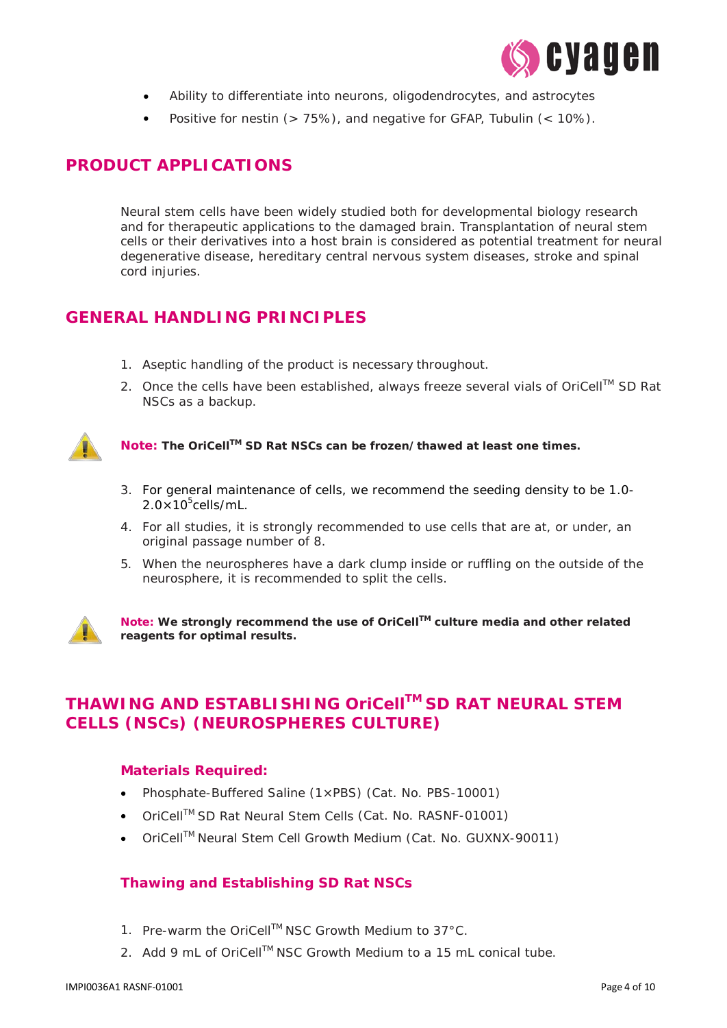- Ability to differentiate into neurons, oligodendrocytes, and astrocytes
- Positive for nestin (> 75%), and negative for GFAP, Tubulin (< 10%).

## PRODUCT APPLICATIONS

Neural stem cells have been widely studied both for developmental biology research and for therapeutic applications to the damaged brain. Transplantation of neural stem cells or their derivatives into a host brain is considered as potential treatment for neural degenerative disease, hereditary central nervous system diseases, stroke and spinal cord injuries.

## GENERAL HANDLING PRINCIPLES

1. Aseptic handling of the product is necessary throughout.
2. Once the cells have been established, always freeze several vials of OriCell™ SD Rat NSCs as a backup.

**Note: The OriCell™ SD Rat NSCs can be frozen/thawed at least one times.**

3. For general maintenance of cells, we recommend the seeding density to be 1.0-2.0×$10^5$cells/mL.
4. For all studies, it is strongly recommended to use cells that are at, or under, an original passage number of 8.
5. When the neurospheres have a dark clump inside or ruffling on the outside of the neurosphere, it is recommended to split the cells.

**Note: We strongly recommend the use of OriCell™ culture media and other related reagents for optimal results.**

## THAWING AND ESTABLISHING OriCell™ SD RAT NEURAL STEM CELLS (NSCs) (NEUROSPHERES CULTURE)

### Materials Required:

- Phosphate-Buffered Saline (1×PBS) (Cat. No. PBS-10001)
- OriCell™ SD Rat Neural Stem Cells (Cat. No. RASNF-01001)
- OriCell™ Neural Stem Cell Growth Medium (Cat. No. GUXNX-90011)

### Thawing and Establishing SD Rat NSCs

1. Pre-warm the OriCell™ NSC Growth Medium to 37°C.
2. Add 9 mL of OriCell™ NSC Growth Medium to a 15 mL conical tube.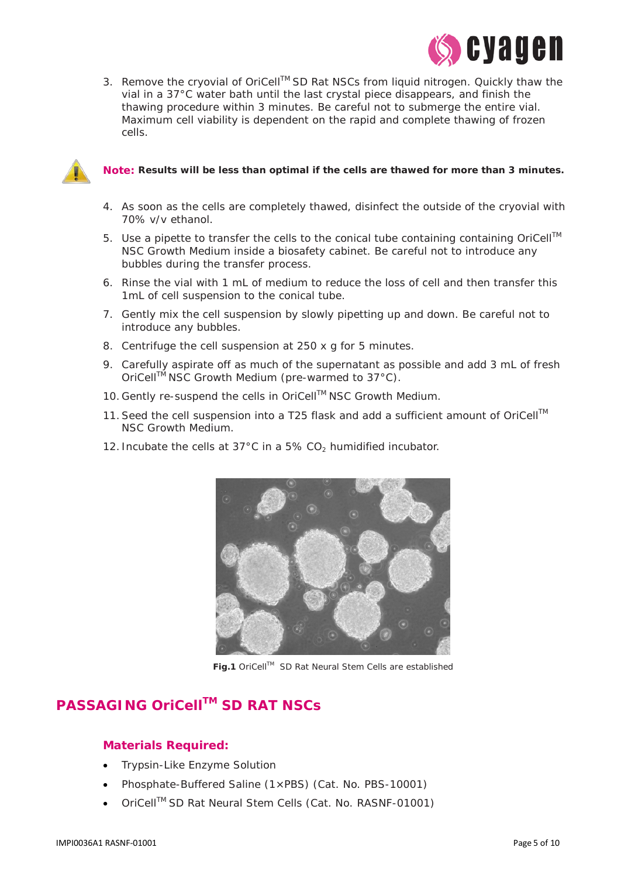3. Remove the cryovial of OriCell™ SD Rat NSCs from liquid nitrogen. Quickly thaw the vial in a 37°C water bath until the last crystal piece disappears, and finish the thawing procedure within 3 minutes. Be careful not to submerge the entire vial. Maximum cell viability is dependent on the rapid and complete thawing of frozen cells.

**Note:** **Results will be less than optimal if the cells are thawed for more than 3 minutes.**

4. As soon as the cells are completely thawed, disinfect the outside of the cryovial with 70% v/v ethanol.
5. Use a pipette to transfer the cells to the conical tube containing containing OriCell™ NSC Growth Medium inside a biosafety cabinet. Be careful not to introduce any bubbles during the transfer process.
6. Rinse the vial with 1 mL of medium to reduce the loss of cell and then transfer this 1mL of cell suspension to the conical tube.
7. Gently mix the cell suspension by slowly pipetting up and down. Be careful not to introduce any bubbles.
8. Centrifuge the cell suspension at 250 x g for 5 minutes.
9. Carefully aspirate off as much of the supernatant as possible and add 3 mL of fresh OriCell™ NSC Growth Medium (pre-warmed to 37°C).
10. Gently re-suspend the cells in OriCell™ NSC Growth Medium.
11. Seed the cell suspension into a T25 flask and add a sufficient amount of OriCell™ NSC Growth Medium.
12. Incubate the cells at 37°C in a 5% $CO_2$ humidified incubator.

**Fig.1** OriCell™ SD Rat Neural Stem Cells are established

## PASSAGING OriCell™ SD RAT NSCs

### Materials Required:

- Trypsin-Like Enzyme Solution
- Phosphate-Buffered Saline (1×PBS) (Cat. No. PBS-10001)
- OriCell™ SD Rat Neural Stem Cells (Cat. No. RASNF-01001)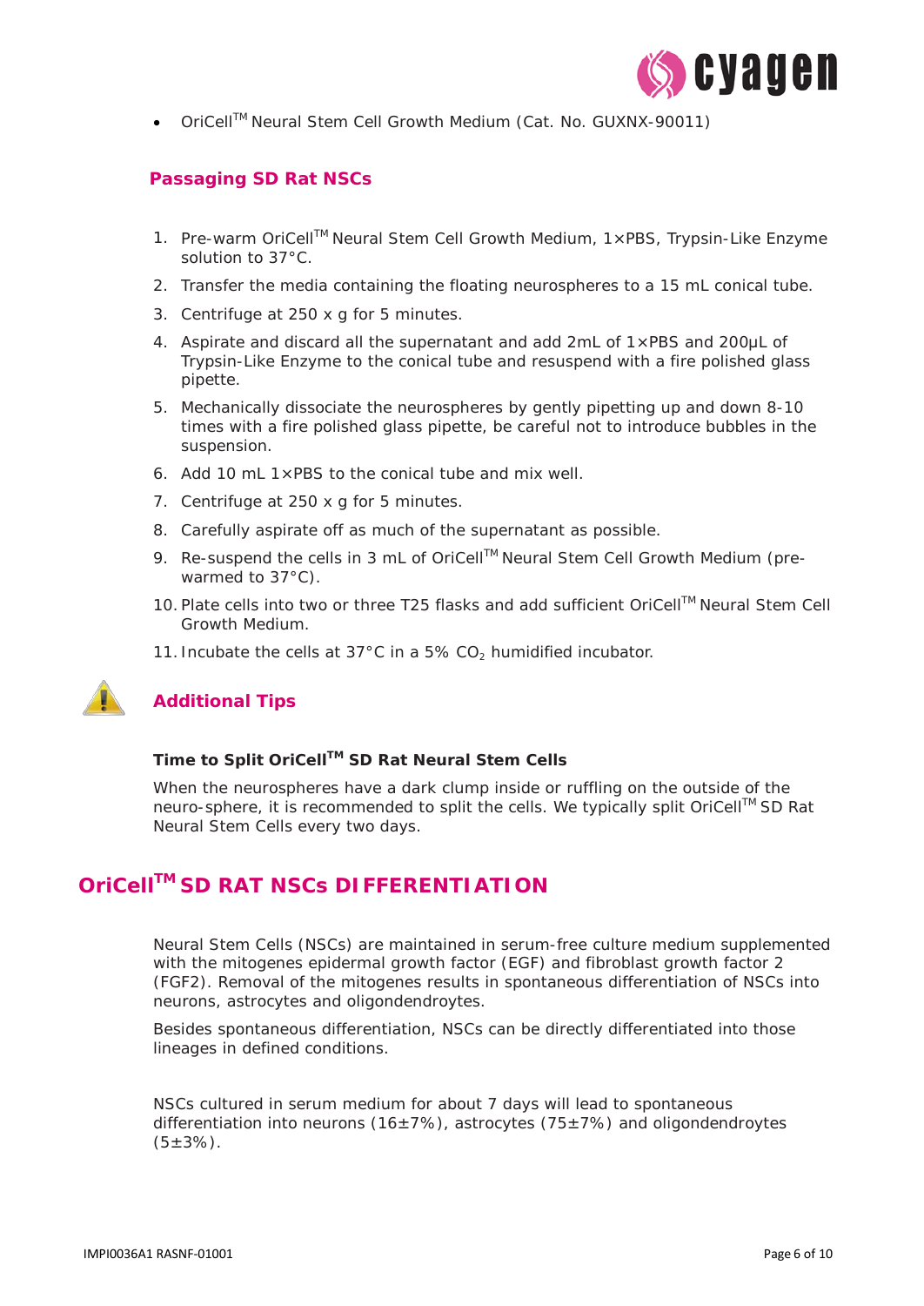- OriCell™ Neural Stem Cell Growth Medium (Cat. No. GUXNX-90011)

## Passaging SD Rat NSCs

1. Pre-warm OriCell™ Neural Stem Cell Growth Medium, 1×PBS, Trypsin-Like Enzyme solution to 37°C.
2. Transfer the media containing the floating neurospheres to a 15 mL conical tube.
3. Centrifuge at 250 x g for 5 minutes.
4. Aspirate and discard all the supernatant and add 2mL of 1×PBS and 200μL of Trypsin-Like Enzyme to the conical tube and resuspend with a fire polished glass pipette.
5. Mechanically dissociate the neurospheres by gently pipetting up and down 8-10 times with a fire polished glass pipette, be careful not to introduce bubbles in the suspension.
6. Add 10 mL 1×PBS to the conical tube and mix well.
7. Centrifuge at 250 x g for 5 minutes.
8. Carefully aspirate off as much of the supernatant as possible.
9. Re-suspend the cells in 3 mL of OriCell™ Neural Stem Cell Growth Medium (pre-warmed to 37°C).
10. Plate cells into two or three T25 flasks and add sufficient OriCell™ Neural Stem Cell Growth Medium.
11. Incubate the cells at 37°C in a 5% $CO_2$ humidified incubator.

## Additional Tips

### Time to Split OriCell™ SD Rat Neural Stem Cells

When the neurospheres have a dark clump inside or ruffling on the outside of the neuro-sphere, it is recommended to split the cells. We typically split OriCell™ SD Rat Neural Stem Cells every two days.

# OriCell™ SD RAT NSCs DIFFERENTIATION

Neural Stem Cells (NSCs) are maintained in serum-free culture medium supplemented with the mitogenes epidermal growth factor (EGF) and fibroblast growth factor 2 (FGF2). Removal of the mitogenes results in spontaneous differentiation of NSCs into neurons, astrocytes and oligondendroytes.

Besides spontaneous differentiation, NSCs can be directly differentiated into those lineages in defined conditions.

NSCs cultured in serum medium for about 7 days will lead to spontaneous differentiation into neurons (16±7%), astrocytes (75±7%) and oligondendroytes (5±3%).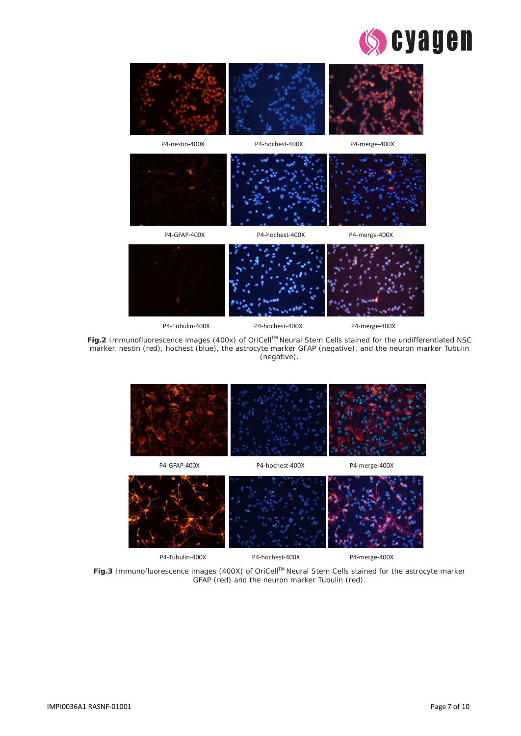P4-nestin-400X P4-hochest-400X P4-merge-400X

P4-GFAP-400X P4-hochest-400X P4-merge-400X

P4-Tubulin-400X P4-hochest-400X P4-merge-400X

**Fig.2** Immunofluorescence images (400x) of OriCell™ Neural Stem Cells stained for the undifferentiated NSC marker, nestin (red), hochest (blue), the astrocyte marker GFAP (negative), and the neuron marker Tubulin (negative).

P4-GFAP-400X P4-hochest-400X P4-merge-400X

P4-Tubulin-400X P4-hochest-400X P4-merge-400X

**Fig.3** Immunofluorescence images (400X) of OriCell™ Neural Stem Cells stained for the astrocyte marker GFAP (red) and the neuron marker Tubulin (red).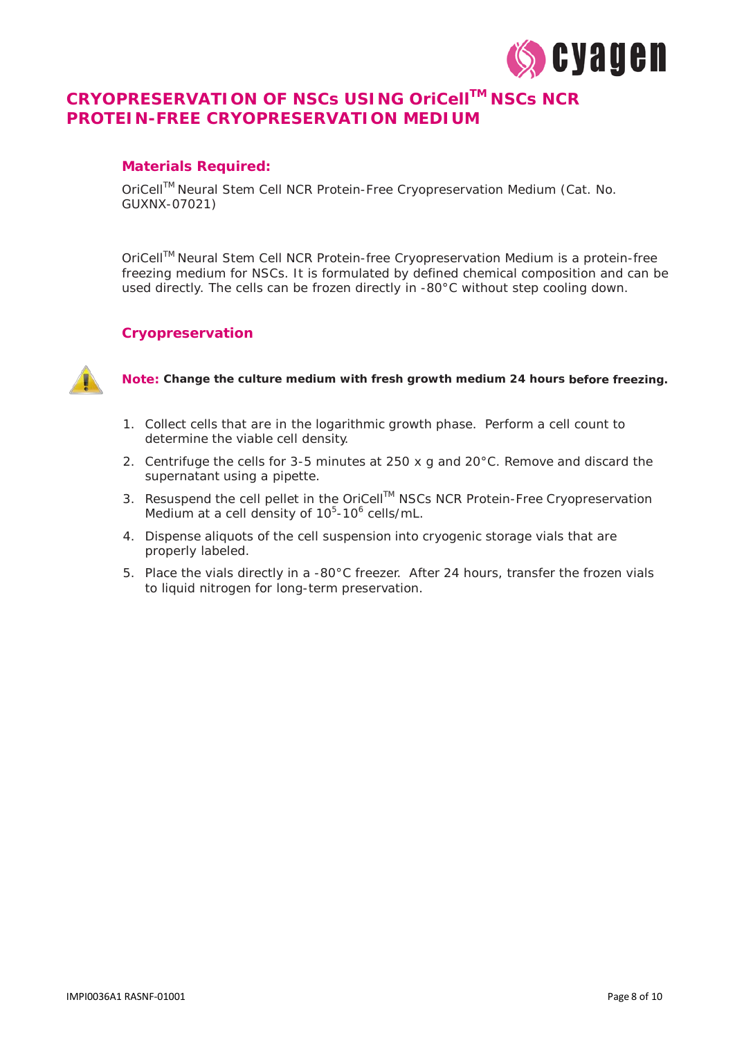# CRYOPRESERVATION OF NSCs USING OriCell™ NSCs NCR PROTEIN-FREE CRYOPRESERVATION MEDIUM

## Materials Required:

OriCell™ Neural Stem Cell NCR Protein-Free Cryopreservation Medium (Cat. No. GUXNX-07021)

OriCell™ Neural Stem Cell NCR Protein-free Cryopreservation Medium is a protein-free freezing medium for NSCs. It is formulated by defined chemical composition and can be used directly. The cells can be frozen directly in -80°C without step cooling down.

## Cryopreservation

**Note: Change the culture medium with fresh growth medium 24 hours before freezing.**

1. Collect cells that are in the logarithmic growth phase. Perform a cell count to determine the viable cell density.
2. Centrifuge the cells for 3-5 minutes at 250 x g and 20°C. Remove and discard the supernatant using a pipette.
3. Resuspend the cell pellet in the OriCell™ NSCs NCR Protein-Free Cryopreservation Medium at a cell density of $10^5$-$10^6$ cells/mL.
4. Dispense aliquots of the cell suspension into cryogenic storage vials that are properly labeled.
5. Place the vials directly in a -80°C freezer. After 24 hours, transfer the frozen vials to liquid nitrogen for long-term preservation.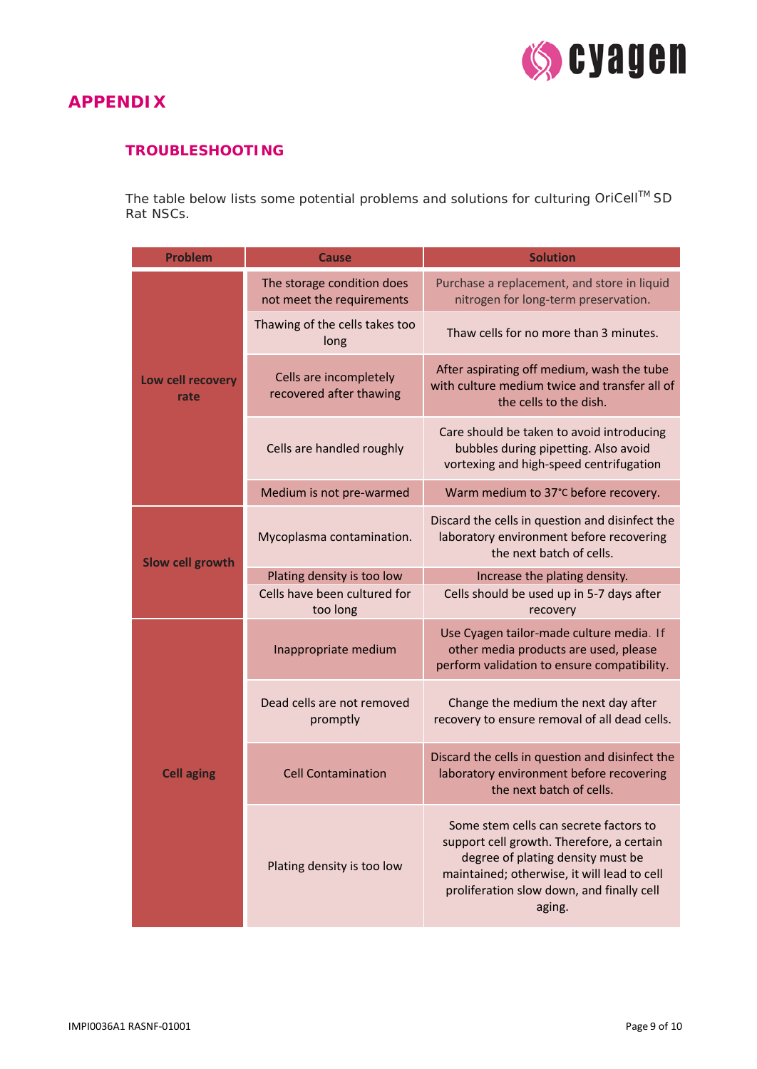## APPENDIX

### TROUBLESHOOTING

The table below lists some potential problems and solutions for culturing OriCell™ SD Rat NSCs.

| Problem | Cause | Solution |
|---|---|---|
| Low cell recovery rate | The storage condition does not meet the requirements | Purchase a replacement, and store in liquid nitrogen for long-term preservation. |
| | Thawing of the cells takes too long | Thaw cells for no more than 3 minutes. |
| | Cells are incompletely recovered after thawing | After aspirating off medium, wash the tube with culture medium twice and transfer all of the cells to the dish. |
| | Cells are handled roughly | Care should be taken to avoid introducing bubbles during pipetting. Also avoid vortexing and high-speed centrifugation |
| | Medium is not pre-warmed | Warm medium to 37°C before recovery. |
| Slow cell growth | Mycoplasma contamination. | Discard the cells in question and disinfect the laboratory environment before recovering the next batch of cells. |
| | Plating density is too low | Increase the plating density. |
| | Cells have been cultured for too long | Cells should be used up in 5-7 days after recovery |
| Cell aging | Inappropriate medium | Use Cyagen tailor-made culture media. If other media products are used, please perform validation to ensure compatibility. |
| | Dead cells are not removed promptly | Change the medium the next day after recovery to ensure removal of all dead cells. |
| | Cell Contamination | Discard the cells in question and disinfect the laboratory environment before recovering the next batch of cells. |
| | Plating density is too low | Some stem cells can secrete factors to support cell growth. Therefore, a certain degree of plating density must be maintained; otherwise, it will lead to cell proliferation slow down, and finally cell aging. |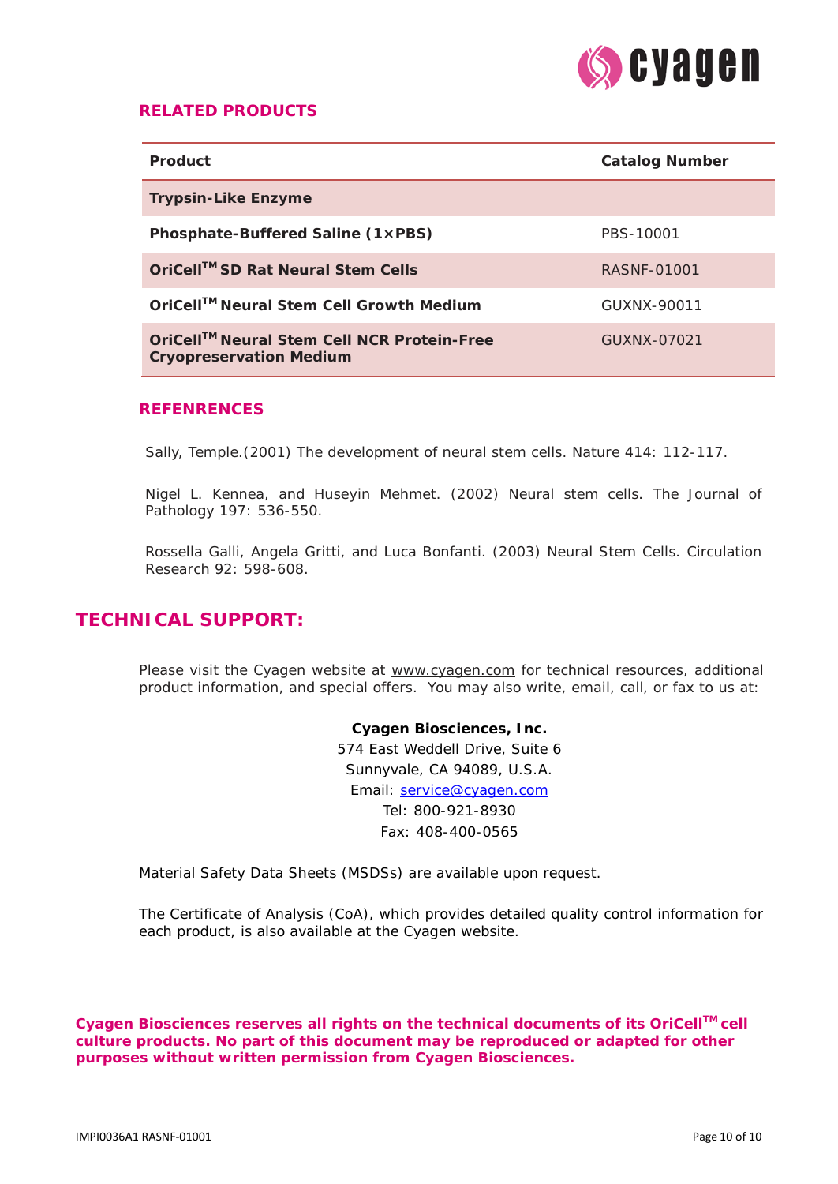## RELATED PRODUCTS

| Product | Catalog Number |
|---|---|
| **Trypsin-Like Enzyme** | |
| **Phosphate-Buffered Saline (1×PBS)** | PBS-10001 |
| **OriCell™ SD Rat Neural Stem Cells** | RASNF-01001 |
| **OriCell™ Neural Stem Cell Growth Medium** | GUXNX-90011 |
| **OriCell™ Neural Stem Cell NCR Protein-Free Cryopreservation Medium** | GUXNX-07021 |

## REFENRENCES

Sally, Temple.(2001) The development of neural stem cells. Nature 414: 112-117.

Nigel L. Kennea, and Huseyin Mehmet. (2002) Neural stem cells. The Journal of Pathology 197: 536-550.

Rossella Galli, Angela Gritti, and Luca Bonfanti. (2003) Neural Stem Cells. Circulation Research 92: 598-608.

# TECHNICAL SUPPORT:

Please visit the Cyagen website at www.cyagen.com for technical resources, additional product information, and special offers. You may also write, email, call, or fax to us at:

**Cyagen Biosciences, Inc.**
574 East Weddell Drive, Suite 6
Sunnyvale, CA 94089, U.S.A.
Email: service@cyagen.com
Tel: 800-921-8930
Fax: 408-400-0565

Material Safety Data Sheets (MSDSs) are available upon request.

The Certificate of Analysis (CoA), which provides detailed quality control information for each product, is also available at the Cyagen website.

**Cyagen Biosciences reserves all rights on the technical documents of its OriCell™ cell culture products. No part of this document may be reproduced or adapted for other purposes without written permission from Cyagen Biosciences.**

IMPI0036A1 RASNF-01001